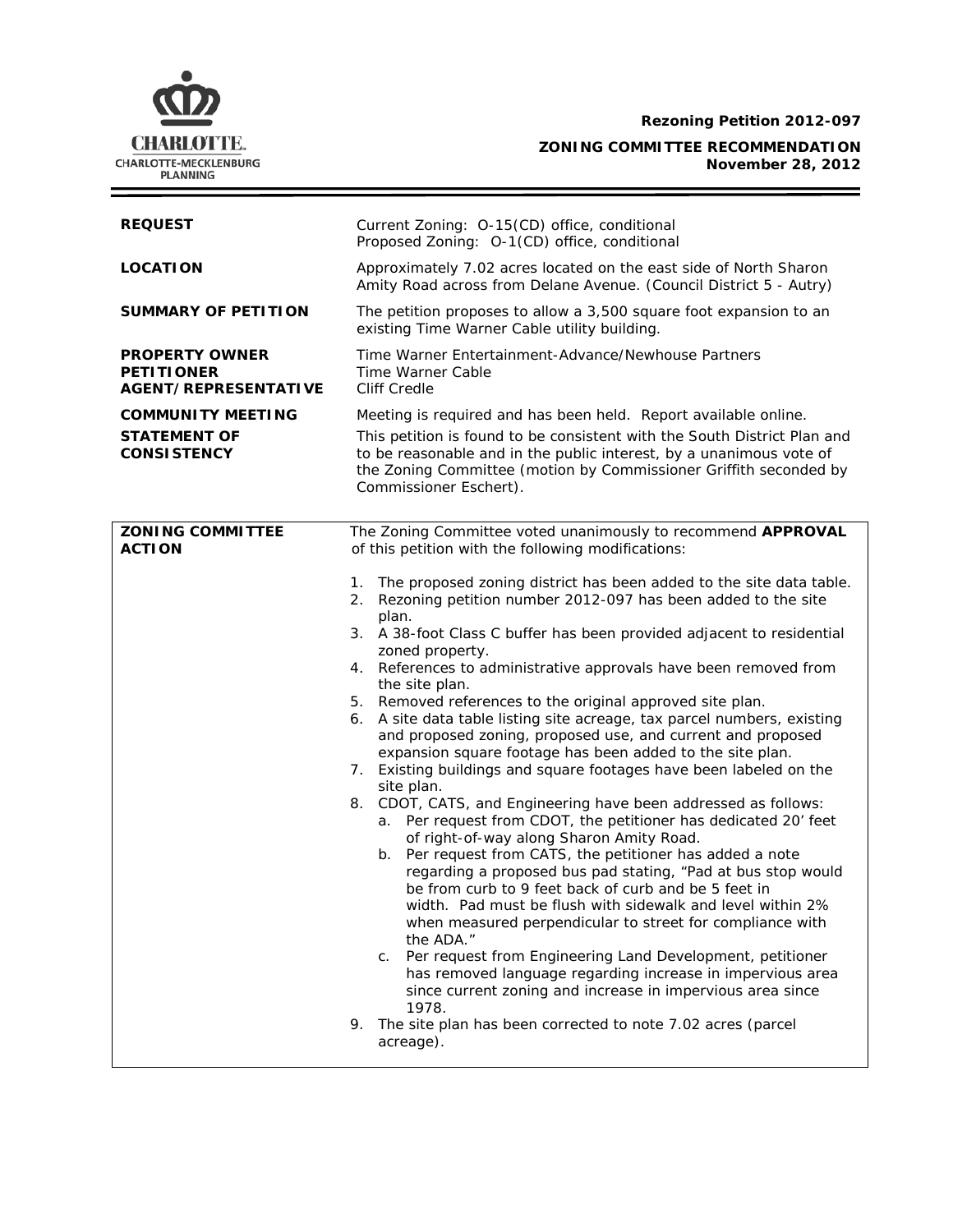**Rezoning Petition 2012-097**

**ZONING COMMITTEE RECOMMENDATION**
**November 28, 2012**

| | |
|---|---|
| **REQUEST** | Current Zoning: O-15(CD) office, conditional<br>Proposed Zoning: O-1(CD) office, conditional |
| **LOCATION** | Approximately 7.02 acres located on the east side of North Sharon Amity Road across from Delane Avenue. (Council District 5 - Autry) |
| **SUMMARY OF PETITION** | The petition proposes to allow a 3,500 square foot expansion to an existing Time Warner Cable utility building. |
| **PROPERTY OWNER**<br>**PETITIONER**<br>**AGENT/REPRESENTATIVE** | Time Warner Entertainment-Advance/Newhouse Partners<br>Time Warner Cable<br>Cliff Credle |
| **COMMUNITY MEETING** | Meeting is required and has been held. Report available online. |
| **STATEMENT OF CONSISTENCY** | This petition is found to be consistent with the South District Plan and to be reasonable and in the public interest, by a unanimous vote of the Zoning Committee (motion by Commissioner Griffith seconded by Commissioner Eschert). |

**ZONING COMMITTEE ACTION**

The Zoning Committee voted unanimously to recommend **APPROVAL** of this petition with the following modifications:

1. The proposed zoning district has been added to the site data table.
2. Rezoning petition number 2012-097 has been added to the site plan.
3. A 38-foot Class C buffer has been provided adjacent to residential zoned property.
4. References to administrative approvals have been removed from the site plan.
5. Removed references to the original approved site plan.
6. A site data table listing site acreage, tax parcel numbers, existing and proposed zoning, proposed use, and current and proposed expansion square footage has been added to the site plan.
7. Existing buildings and square footages have been labeled on the site plan.
8. CDOT, CATS, and Engineering have been addressed as follows:
   a. Per request from CDOT, the petitioner has dedicated 20' feet of right-of-way along Sharon Amity Road.
   b. Per request from CATS, the petitioner has added a note regarding a proposed bus pad stating, "Pad at bus stop would be from curb to 9 feet back of curb and be 5 feet in width. Pad must be flush with sidewalk and level within 2% when measured perpendicular to street for compliance with the ADA."
   c. Per request from Engineering Land Development, petitioner has removed language regarding increase in impervious area since current zoning and increase in impervious area since 1978.
9. The site plan has been corrected to note 7.02 acres (parcel acreage).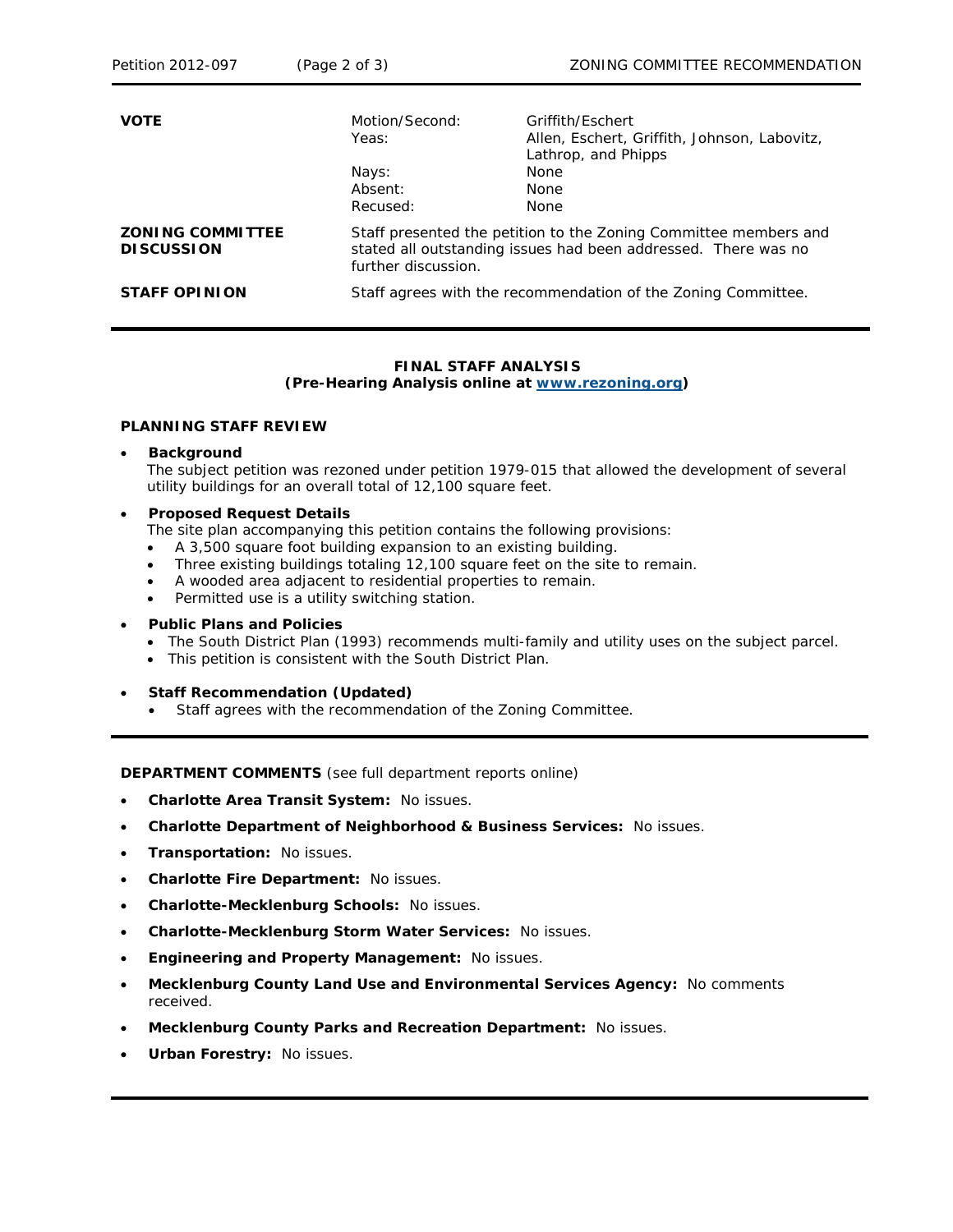| | | |
|---|---|---|
| **VOTE** | Motion/Second: | Griffith/Eschert |
| | Yeas: | Allen, Eschert, Griffith, Johnson, Labovitz, Lathrop, and Phipps |
| | Nays: | None |
| | Absent: | None |
| | Recused: | None |
| **ZONING COMMITTEE DISCUSSION** | Staff presented the petition to the Zoning Committee members and stated all outstanding issues had been addressed. There was no further discussion. | |
| **STAFF OPINION** | Staff agrees with the recommendation of the Zoning Committee. | |

## FINAL STAFF ANALYSIS
**(Pre-Hearing Analysis online at www.rezoning.org)**

### PLANNING STAFF REVIEW

- **Background**
  The subject petition was rezoned under petition 1979-015 that allowed the development of several utility buildings for an overall total of 12,100 square feet.

- **Proposed Request Details**
  The site plan accompanying this petition contains the following provisions:
  - A 3,500 square foot building expansion to an existing building.
  - Three existing buildings totaling 12,100 square feet on the site to remain.
  - A wooded area adjacent to residential properties to remain.
  - Permitted use is a utility switching station.

- **Public Plans and Policies**
  - The South District Plan (1993) recommends multi-family and utility uses on the subject parcel.
  - This petition is consistent with the South District Plan.

- **Staff Recommendation (Updated)**
  - Staff agrees with the recommendation of the Zoning Committee.

**DEPARTMENT COMMENTS** (see full department reports online)

- **Charlotte Area Transit System:** No issues.
- **Charlotte Department of Neighborhood & Business Services:** No issues.
- **Transportation:** No issues.
- **Charlotte Fire Department:** No issues.
- **Charlotte-Mecklenburg Schools:** No issues.
- **Charlotte-Mecklenburg Storm Water Services:** No issues.
- **Engineering and Property Management:** No issues.
- **Mecklenburg County Land Use and Environmental Services Agency:** No comments received.
- **Mecklenburg County Parks and Recreation Department:** No issues.
- **Urban Forestry:** No issues.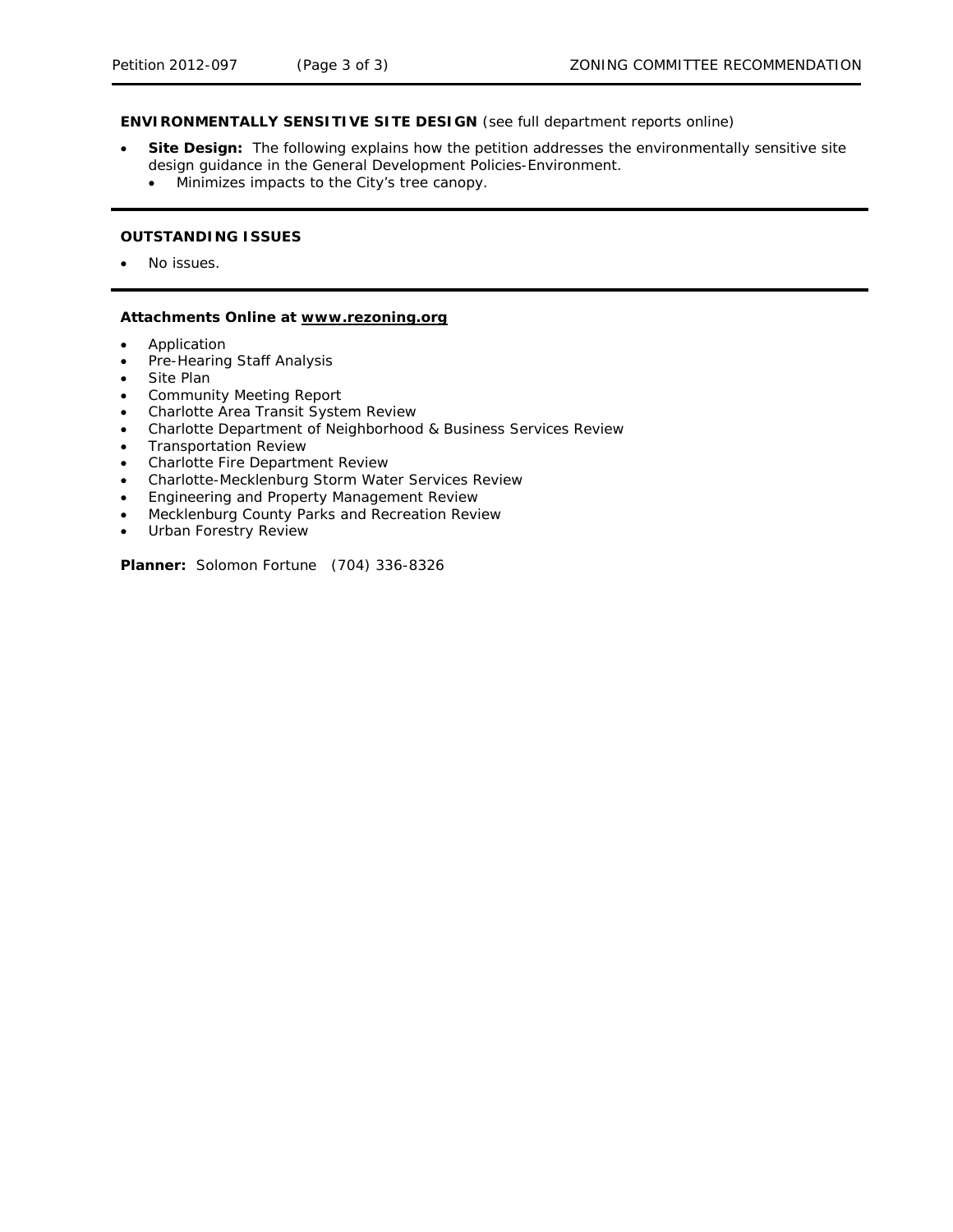**ENVIRONMENTALLY SENSITIVE SITE DESIGN** (see full department reports online)

- **Site Design:** The following explains how the petition addresses the environmentally sensitive site design guidance in the General Development Policies-Environment.
    - Minimizes impacts to the City's tree canopy.

**OUTSTANDING ISSUES**

- No issues.

**Attachments Online at www.rezoning.org**

- Application
- Pre-Hearing Staff Analysis
- Site Plan
- Community Meeting Report
- Charlotte Area Transit System Review
- Charlotte Department of Neighborhood & Business Services Review
- Transportation Review
- Charlotte Fire Department Review
- Charlotte-Mecklenburg Storm Water Services Review
- Engineering and Property Management Review
- Mecklenburg County Parks and Recreation Review
- Urban Forestry Review

**Planner:** Solomon Fortune (704) 336-8326